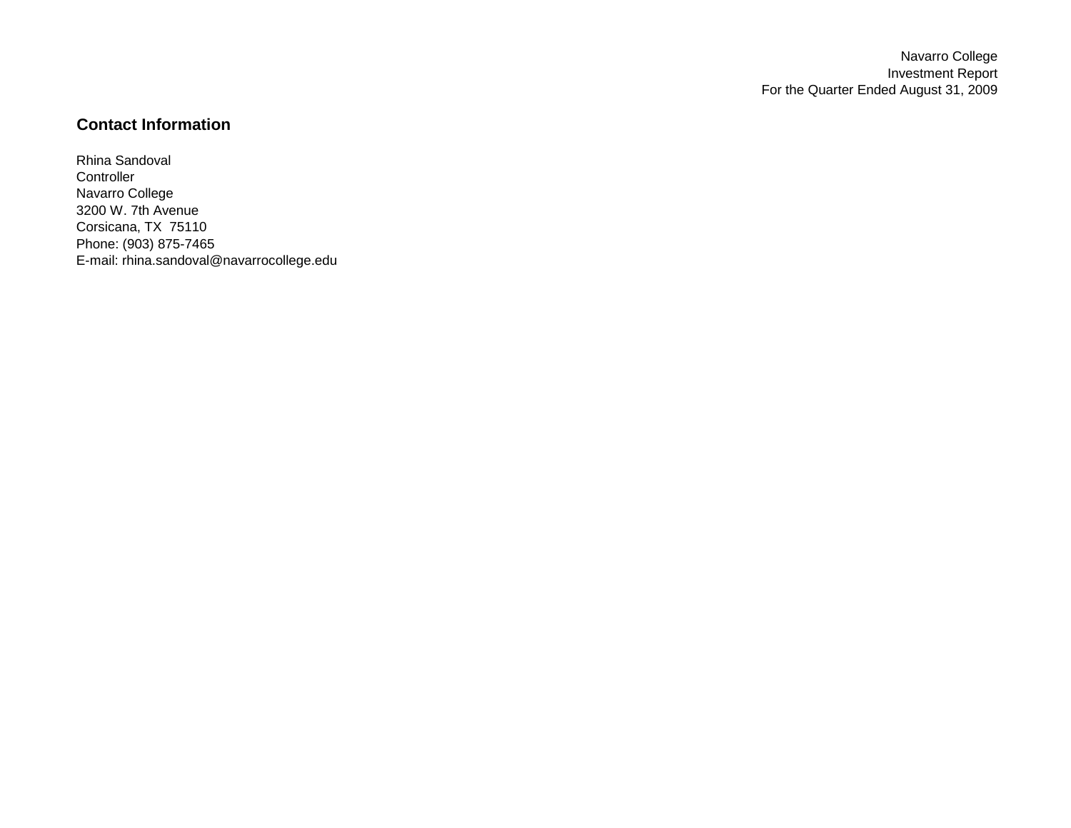Navarro College
Investment Report
For the Quarter Ended August 31, 2009

## Contact Information

Rhina Sandoval
Controller
Navarro College
3200 W. 7th Avenue
Corsicana, TX  75110
Phone: (903) 875-7465
E-mail: rhina.sandoval@navarrocollege.edu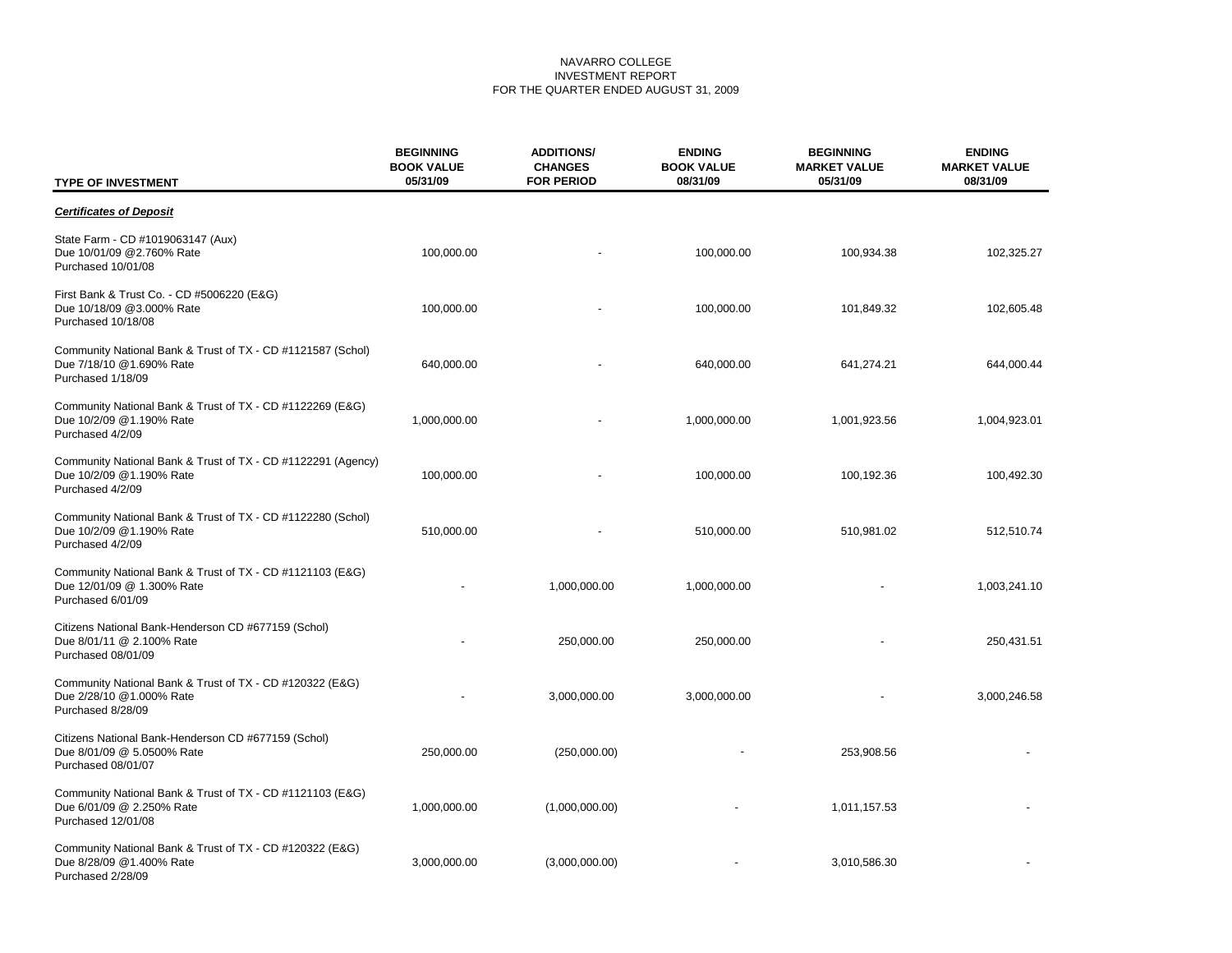NAVARRO COLLEGE
INVESTMENT REPORT
FOR THE QUARTER ENDED AUGUST 31, 2009

| TYPE OF INVESTMENT | BEGINNING BOOK VALUE 05/31/09 | ADDITIONS/ CHANGES FOR PERIOD | ENDING BOOK VALUE 08/31/09 | BEGINNING MARKET VALUE 05/31/09 | ENDING MARKET VALUE 08/31/09 |
|---|---|---|---|---|---|
| ***Certificates of Deposit*** | | | | | |
| State Farm - CD #1019063147 (Aux)<br>Due 10/01/09 @2.760% Rate<br>Purchased 10/01/08 | 100,000.00 | - | 100,000.00 | 100,934.38 | 102,325.27 |
| First Bank & Trust Co. - CD #5006220 (E&G)<br>Due 10/18/09 @3.000% Rate<br>Purchased 10/18/08 | 100,000.00 | - | 100,000.00 | 101,849.32 | 102,605.48 |
| Community National Bank & Trust of TX - CD #1121587 (Schol)<br>Due 7/18/10 @1.690% Rate<br>Purchased 1/18/09 | 640,000.00 | - | 640,000.00 | 641,274.21 | 644,000.44 |
| Community National Bank & Trust of TX - CD #1122269 (E&G)<br>Due 10/2/09 @1.190% Rate<br>Purchased 4/2/09 | 1,000,000.00 | - | 1,000,000.00 | 1,001,923.56 | 1,004,923.01 |
| Community National Bank & Trust of TX - CD #1122291 (Agency)<br>Due 10/2/09 @1.190% Rate<br>Purchased 4/2/09 | 100,000.00 | - | 100,000.00 | 100,192.36 | 100,492.30 |
| Community National Bank & Trust of TX - CD #1122280 (Schol)<br>Due 10/2/09 @1.190% Rate<br>Purchased 4/2/09 | 510,000.00 | - | 510,000.00 | 510,981.02 | 512,510.74 |
| Community National Bank & Trust of TX - CD #1121103 (E&G)<br>Due 12/01/09 @ 1.300% Rate<br>Purchased 6/01/09 | - | 1,000,000.00 | 1,000,000.00 | - | 1,003,241.10 |
| Citizens National Bank-Henderson CD #677159 (Schol)<br>Due 8/01/11 @ 2.100% Rate<br>Purchased 08/01/09 | - | 250,000.00 | 250,000.00 | - | 250,431.51 |
| Community National Bank & Trust of TX - CD #120322 (E&G)<br>Due 2/28/10 @1.000% Rate<br>Purchased 8/28/09 | - | 3,000,000.00 | 3,000,000.00 | - | 3,000,246.58 |
| Citizens National Bank-Henderson CD #677159 (Schol)<br>Due 8/01/09 @ 5.0500% Rate<br>Purchased 08/01/07 | 250,000.00 | (250,000.00) | - | 253,908.56 | - |
| Community National Bank & Trust of TX - CD #1121103 (E&G)<br>Due 6/01/09 @ 2.250% Rate<br>Purchased 12/01/08 | 1,000,000.00 | (1,000,000.00) | - | 1,011,157.53 | - |
| Community National Bank & Trust of TX - CD #120322 (E&G)<br>Due 8/28/09 @1.400% Rate<br>Purchased 2/28/09 | 3,000,000.00 | (3,000,000.00) | - | 3,010,586.30 | - |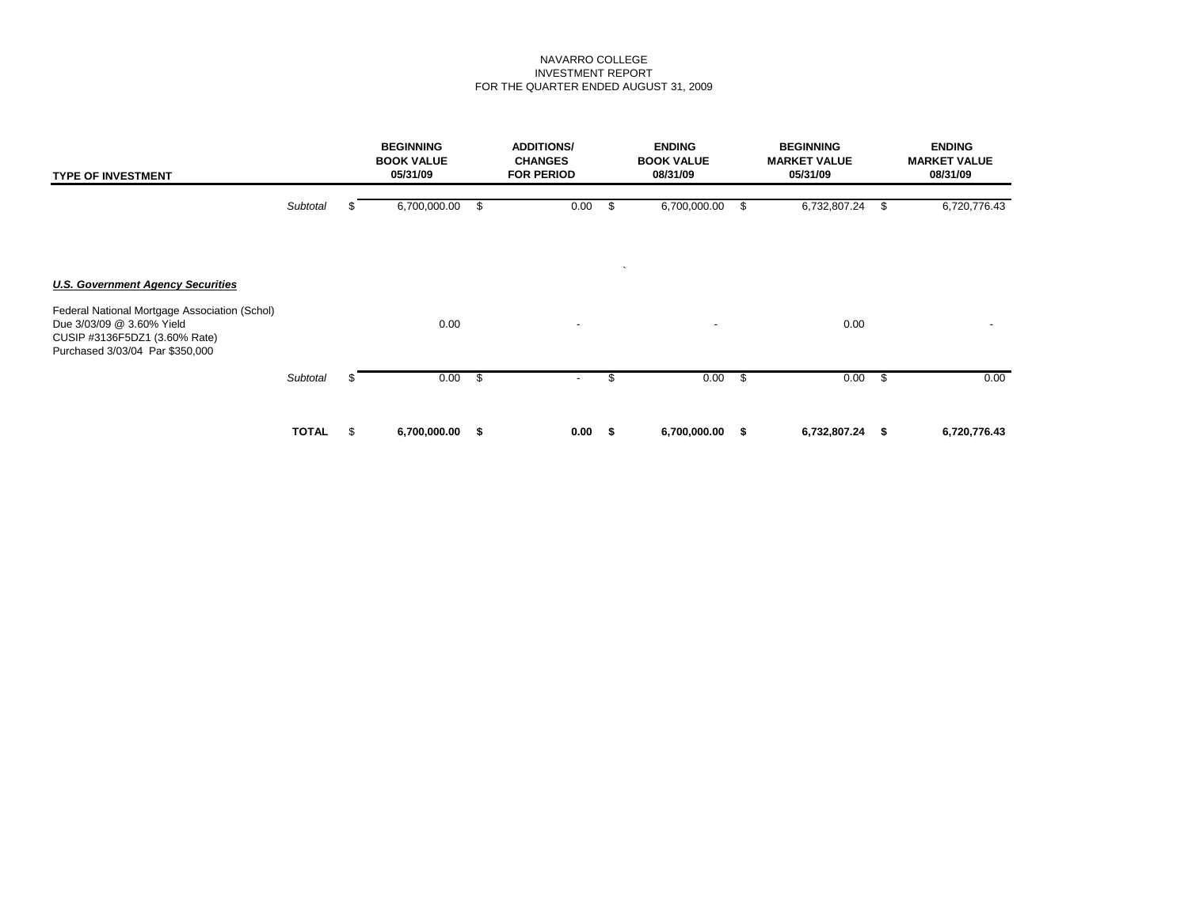NAVARRO COLLEGE
INVESTMENT REPORT
FOR THE QUARTER ENDED AUGUST 31, 2009

| TYPE OF INVESTMENT | | BEGINNING BOOK VALUE 05/31/09 | ADDITIONS/ CHANGES FOR PERIOD | ENDING BOOK VALUE 08/31/09 | BEGINNING MARKET VALUE 05/31/09 | ENDING MARKET VALUE 08/31/09 |
|---|---|---|---|---|---|---|
| | *Subtotal* | $ 6,700,000.00 | $ 0.00 | $ 6,700,000.00 | $ 6,732,807.24 | $ 6,720,776.43 |
| ***U.S. Government Agency Securities*** | | | | | | |
| Federal National Mortgage Association (Schol) Due 3/03/09 @ 3.60% Yield CUSIP #3136F5DZ1 (3.60% Rate) Purchased 3/03/04 Par $350,000 | | 0.00 | - | - | 0.00 | - |
| | *Subtotal* | $ 0.00 | $ - | $ 0.00 | $ 0.00 | $ 0.00 |
| | **TOTAL** | $ **6,700,000.00** | **$ 0.00** | **$ 6,700,000.00** | **$ 6,732,807.24** | **$ 6,720,776.43** |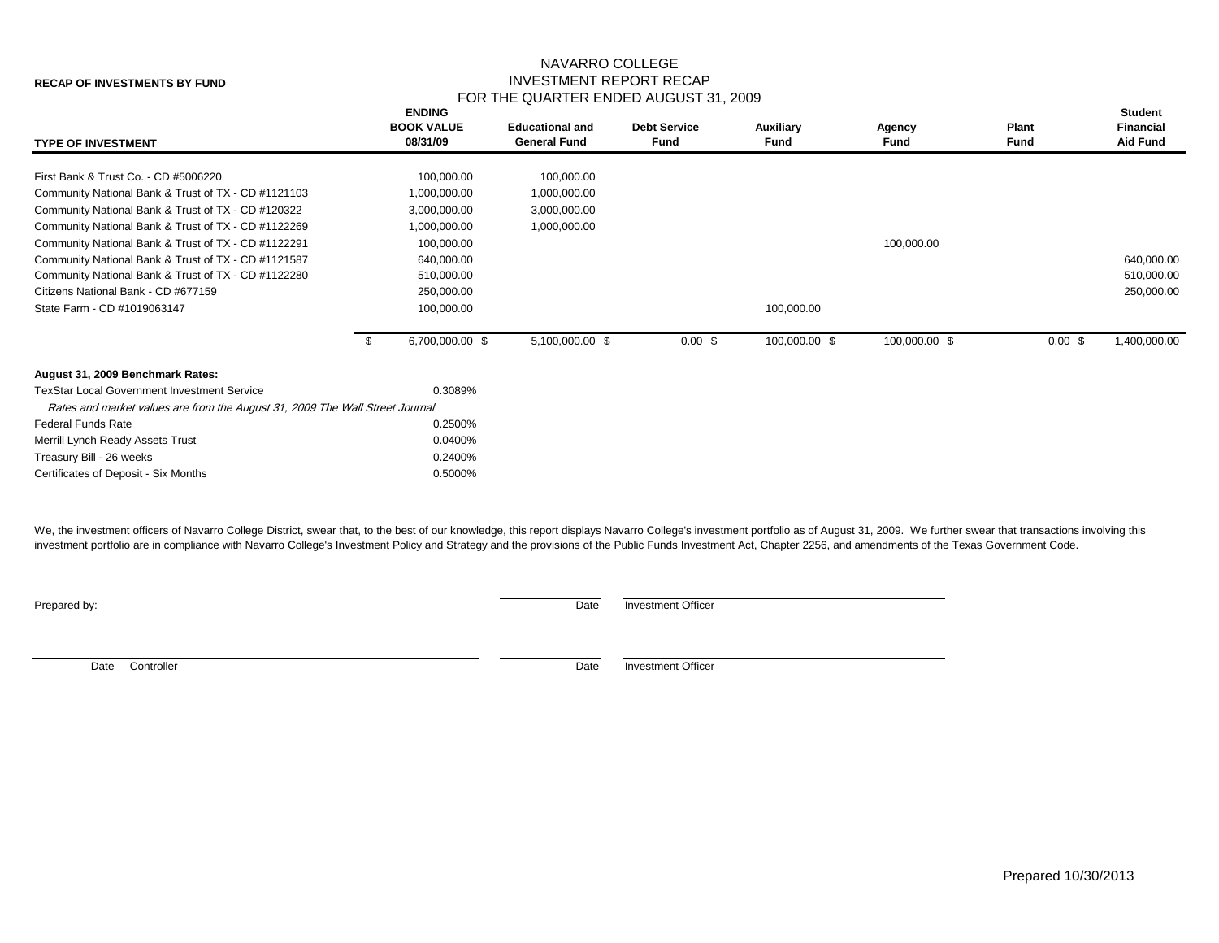**RECAP OF INVESTMENTS BY FUND**

# NAVARRO COLLEGE
## INVESTMENT REPORT RECAP
### FOR THE QUARTER ENDED AUGUST 31, 2009

| TYPE OF INVESTMENT | ENDING BOOK VALUE 08/31/09 | Educational and General Fund | Debt Service Fund | Auxiliary Fund | Agency Fund | Plant Fund | Student Financial Aid Fund |
|---|---|---|---|---|---|---|---|
| First Bank & Trust Co. - CD #5006220 | 100,000.00 | 100,000.00 | | | | | |
| Community National Bank & Trust of TX - CD #1121103 | 1,000,000.00 | 1,000,000.00 | | | | | |
| Community National Bank & Trust of TX - CD #120322 | 3,000,000.00 | 3,000,000.00 | | | | | |
| Community National Bank & Trust of TX - CD #1122269 | 1,000,000.00 | 1,000,000.00 | | | | | |
| Community National Bank & Trust of TX - CD #1122291 | 100,000.00 | | | | 100,000.00 | | |
| Community National Bank & Trust of TX - CD #1121587 | 640,000.00 | | | | | | 640,000.00 |
| Community National Bank & Trust of TX - CD #1122280 | 510,000.00 | | | | | | 510,000.00 |
| Citizens National Bank - CD #677159 | 250,000.00 | | | | | | 250,000.00 |
| State Farm - CD #1019063147 | 100,000.00 | | | 100,000.00 | | | |
| | $ 6,700,000.00 | $ 5,100,000.00 | $ 0.00 | $ 100,000.00 | $ 100,000.00 | $ 0.00 | $ 1,400,000.00 |

**August 31, 2009 Benchmark Rates:**

| | |
|---|---|
| TexStar Local Government Investment Service | 0.3089% |
| *Rates and market values are from the August 31, 2009 The Wall Street Journal* | |
| Federal Funds Rate | 0.2500% |
| Merrill Lynch Ready Assets Trust | 0.0400% |
| Treasury Bill - 26 weeks | 0.2400% |
| Certificates of Deposit - Six Months | 0.5000% |

We, the investment officers of Navarro College District, swear that, to the best of our knowledge, this report displays Navarro College's investment portfolio as of August 31, 2009. We further swear that transactions involving this investment portfolio are in compliance with Navarro College's Investment Policy and Strategy and the provisions of the Public Funds Investment Act, Chapter 2256, and amendments of the Texas Government Code.

Prepared by: _______________ Date _______________ Investment Officer

_______________ Date Controller _______________ Date _______________ Investment Officer

Prepared 10/30/2013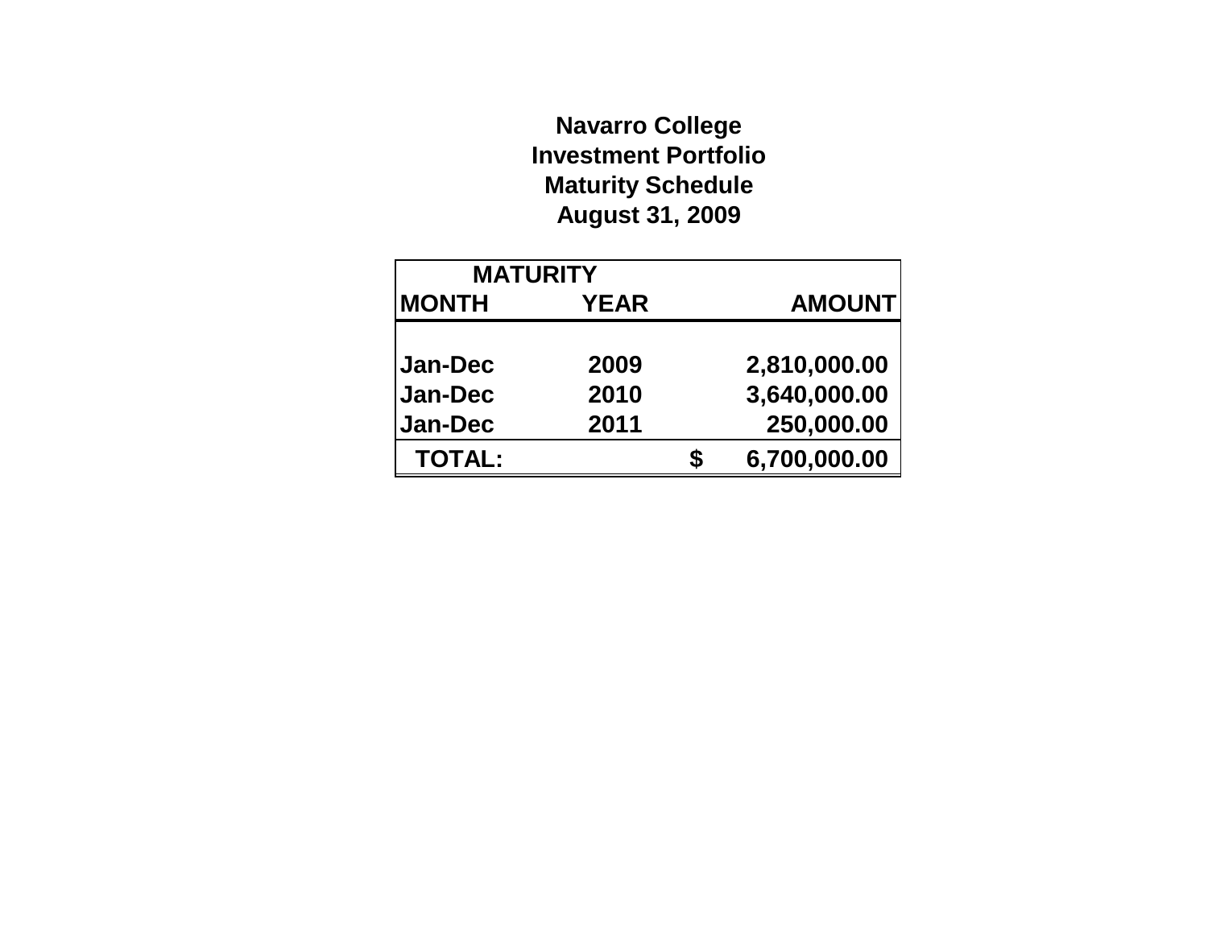# Navarro College
## Investment Portfolio
## Maturity Schedule
## August 31, 2009

| MATURITY | | | |
|---|---|---|---|
| MONTH | YEAR | | AMOUNT |
| Jan-Dec | 2009 | | 2,810,000.00 |
| Jan-Dec | 2010 | | 3,640,000.00 |
| Jan-Dec | 2011 | | 250,000.00 |
| TOTAL: | | $ | 6,700,000.00 |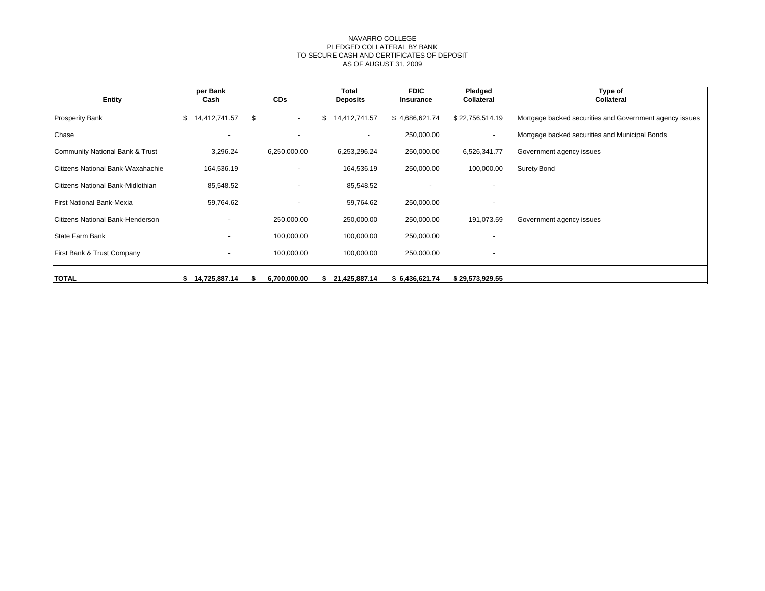NAVARRO COLLEGE
PLEDGED COLLATERAL BY BANK
TO SECURE CASH AND CERTIFICATES OF DEPOSIT
AS OF AUGUST 31, 2009

| Entity | per Bank Cash | CDs | Total Deposits | FDIC Insurance | Pledged Collateral | Type of Collateral |
|---|---|---|---|---|---|---|
| Prosperity Bank | $ 14,412,741.57 | $ - | $ 14,412,741.57 | $ 4,686,621.74 | $ 22,756,514.19 | Mortgage backed securities and Government agency issues |
| Chase | - | - | - | 250,000.00 | - | Mortgage backed securities and Municipal Bonds |
| Community National Bank & Trust | 3,296.24 | 6,250,000.00 | 6,253,296.24 | 250,000.00 | 6,526,341.77 | Government agency issues |
| Citizens National Bank-Waxahachie | 164,536.19 | - | 164,536.19 | 250,000.00 | 100,000.00 | Surety Bond |
| Citizens National Bank-Midlothian | 85,548.52 | - | 85,548.52 | - | - | |
| First National Bank-Mexia | 59,764.62 | - | 59,764.62 | 250,000.00 | - | |
| Citizens National Bank-Henderson | - | 250,000.00 | 250,000.00 | 250,000.00 | 191,073.59 | Government agency issues |
| State Farm Bank | - | 100,000.00 | 100,000.00 | 250,000.00 | - | |
| First Bank & Trust Company | - | 100,000.00 | 100,000.00 | 250,000.00 | - | |
| **TOTAL** | **$ 14,725,887.14** | **$ 6,700,000.00** | **$ 21,425,887.14** | **$ 6,436,621.74** | **$ 29,573,929.55** | |